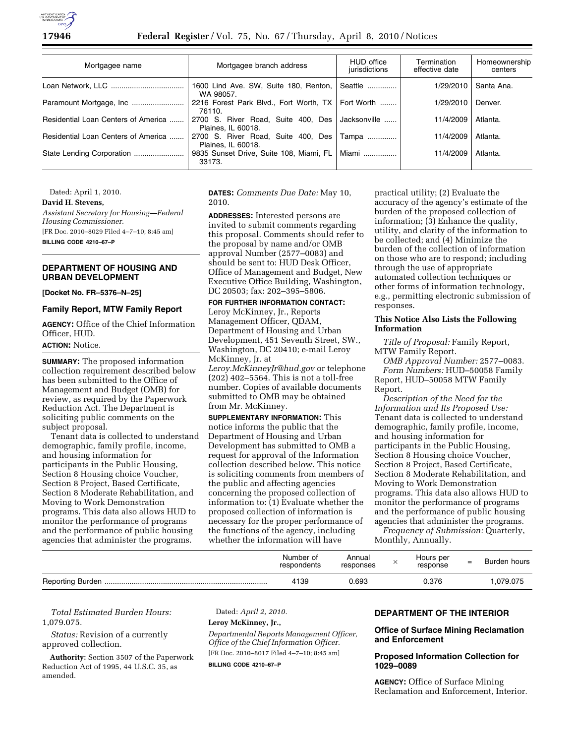| Mortgagee name | Mortgagee branch address | HUD office jurisdictions | Termination effective date | Homeownership centers |
| --- | --- | --- | --- | --- |
| Loan Network, LLC | 1600 Lind Ave. SW, Suite 180, Renton, WA 98057. | Seattle | 1/29/2010 | Santa Ana. |
| Paramount Mortgage, Inc | 2216 Forest Park Blvd., Fort Worth, TX 76110. | Fort Worth | 1/29/2010 | Denver. |
| Residential Loan Centers of America | 2700 S. River Road, Suite 400, Des Plaines, IL 60018. | Jacksonville | 11/4/2009 | Atlanta. |
| Residential Loan Centers of America | 2700 S. River Road, Suite 400, Des Plaines, IL 60018. | Tampa | 11/4/2009 | Atlanta. |
| State Lending Corporation | 9835 Sunset Drive, Suite 108, Miami, FL 33173. | Miami | 11/4/2009 | Atlanta. |

Dated: April 1, 2010.

**David H. Stevens,**

*Assistant Secretary for Housing—Federal Housing Commissioner.*

[FR Doc. 2010–8029 Filed 4–7–10; 8:45 am]

**BILLING CODE 4210–67–P**

## DEPARTMENT OF HOUSING AND URBAN DEVELOPMENT

**[Docket No. FR–5376–N–25]**

### Family Report, MTW Family Report

**AGENCY:** Office of the Chief Information Officer, HUD.

**ACTION:** Notice.

**SUMMARY:** The proposed information collection requirement described below has been submitted to the Office of Management and Budget (OMB) for review, as required by the Paperwork Reduction Act. The Department is soliciting public comments on the subject proposal.

Tenant data is collected to understand demographic, family profile, income, and housing information for participants in the Public Housing, Section 8 Housing choice Voucher, Section 8 Project, Based Certificate, Section 8 Moderate Rehabilitation, and Moving to Work Demonstration programs. This data also allows HUD to monitor the performance of programs and the performance of public housing agencies that administer the programs.

**DATES:** *Comments Due Date:* May 10, 2010.

**ADDRESSES:** Interested persons are invited to submit comments regarding this proposal. Comments should refer to the proposal by name and/or OMB approval Number (2577–0083) and should be sent to: HUD Desk Officer, Office of Management and Budget, New Executive Office Building, Washington, DC 20503; fax: 202–395–5806.

**FOR FURTHER INFORMATION CONTACT:** Leroy McKinney, Jr., Reports Management Officer, QDAM, Department of Housing and Urban Development, 451 Seventh Street, SW., Washington, DC 20410; e-mail Leroy McKinney, Jr. at *Leroy.McKinneyJr@hud.gov* or telephone (202) 402–5564. This is not a toll-free number. Copies of available documents submitted to OMB may be obtained from Mr. McKinney.

**SUPPLEMENTARY INFORMATION:** This notice informs the public that the Department of Housing and Urban Development has submitted to OMB a request for approval of the Information collection described below. This notice is soliciting comments from members of the public and affecting agencies concerning the proposed collection of information to: (1) Evaluate whether the proposed collection of information is necessary for the proper performance of the functions of the agency, including whether the information will have practical utility; (2) Evaluate the accuracy of the agency's estimate of the burden of the proposed collection of information; (3) Enhance the quality, utility, and clarity of the information to be collected; and (4) Minimize the burden of the collection of information on those who are to respond; including through the use of appropriate automated collection techniques or other forms of information technology, e.g., permitting electronic submission of responses.

#### This Notice Also Lists the Following Information

*Title of Proposal:* Family Report, MTW Family Report.

*OMB Approval Number:* 2577–0083.

*Form Numbers:* HUD–50058 Family Report, HUD–50058 MTW Family Report.

*Description of the Need for the Information and Its Proposed Use:* Tenant data is collected to understand demographic, family profile, income, and housing information for participants in the Public Housing, Section 8 Housing choice Voucher, Section 8 Project, Based Certificate, Section 8 Moderate Rehabilitation, and Moving to Work Demonstration programs. This data also allows HUD to monitor the performance of programs and the performance of public housing agencies that administer the programs.

*Frequency of Submission:* Quarterly, Monthly, Annually.

| | Number of respondents | Annual responses | × | Hours per response | = | Burden hours |
| --- | --- | --- | --- | --- | --- | --- |
| Reporting Burden | 4139 | 0.693 | | 0.376 | | 1,079.075 |

*Total Estimated Burden Hours:* 1,079.075.

*Status:* Revision of a currently approved collection.

**Authority:** Section 3507 of the Paperwork Reduction Act of 1995, 44 U.S.C. 35, as amended.

Dated: *April 2, 2010.*

**Leroy McKinney, Jr.,**

*Departmental Reports Management Officer, Office of the Chief Information Officer.*

[FR Doc. 2010–8017 Filed 4–7–10; 8:45 am]

**BILLING CODE 4210–67–P**

## DEPARTMENT OF THE INTERIOR

### Office of Surface Mining Reclamation and Enforcement

### Proposed Information Collection for 1029–0089

**AGENCY:** Office of Surface Mining Reclamation and Enforcement, Interior.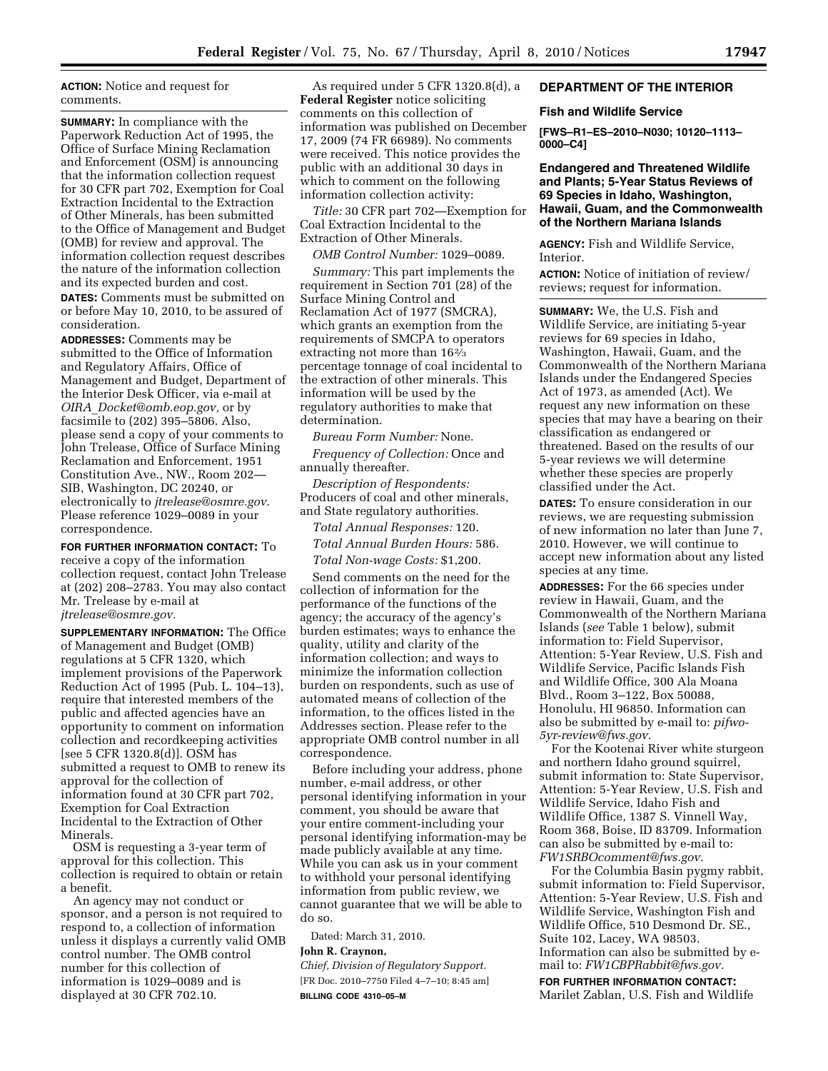**ACTION:** Notice and request for comments.

**SUMMARY:** In compliance with the Paperwork Reduction Act of 1995, the Office of Surface Mining Reclamation and Enforcement (OSM) is announcing that the information collection request for 30 CFR part 702, Exemption for Coal Extraction Incidental to the Extraction of Other Minerals, has been submitted to the Office of Management and Budget (OMB) for review and approval. The information collection request describes the nature of the information collection and its expected burden and cost.

**DATES:** Comments must be submitted on or before May 10, 2010, to be assured of consideration.

**ADDRESSES:** Comments may be submitted to the Office of Information and Regulatory Affairs, Office of Management and Budget, Department of the Interior Desk Officer, via e-mail at *OIRA_Docket@omb.eop.gov*, or by facsimile to (202) 395–5806. Also, please send a copy of your comments to John Trelease, Office of Surface Mining Reclamation and Enforcement, 1951 Constitution Ave., NW., Room 202—SIB, Washington, DC 20240, or electronically to *jtrelease@osmre.gov*. Please reference 1029–0089 in your correspondence.

**FOR FURTHER INFORMATION CONTACT:** To receive a copy of the information collection request, contact John Trelease at (202) 208–2783. You may also contact Mr. Trelease by e-mail at *jtrelease@osmre.gov*.

**SUPPLEMENTARY INFORMATION:** The Office of Management and Budget (OMB) regulations at 5 CFR 1320, which implement provisions of the Paperwork Reduction Act of 1995 (Pub. L. 104–13), require that interested members of the public and affected agencies have an opportunity to comment on information collection and recordkeeping activities [see 5 CFR 1320.8(d)]. OSM has submitted a request to OMB to renew its approval for the collection of information found at 30 CFR part 702, Exemption for Coal Extraction Incidental to the Extraction of Other Minerals.

OSM is requesting a 3-year term of approval for this collection. This collection is required to obtain or retain a benefit.

An agency may not conduct or sponsor, and a person is not required to respond to, a collection of information unless it displays a currently valid OMB control number. The OMB control number for this collection of information is 1029–0089 and is displayed at 30 CFR 702.10.

As required under 5 CFR 1320.8(d), a **Federal Register** notice soliciting comments on this collection of information was published on December 17, 2009 (74 FR 66989). No comments were received. This notice provides the public with an additional 30 days in which to comment on the following information collection activity:

*Title:* 30 CFR part 702—Exemption for Coal Extraction Incidental to the Extraction of Other Minerals.

*OMB Control Number:* 1029–0089.

*Summary:* This part implements the requirement in Section 701 (28) of the Surface Mining Control and Reclamation Act of 1977 (SMCRA), which grants an exemption from the requirements of SMCPA to operators extracting not more than 16⅔ percentage tonnage of coal incidental to the extraction of other minerals. This information will be used by the regulatory authorities to make that determination.

*Bureau Form Number:* None.

*Frequency of Collection:* Once and annually thereafter.

*Description of Respondents:* Producers of coal and other minerals, and State regulatory authorities.

*Total Annual Responses:* 120.

*Total Annual Burden Hours:* 586.

*Total Non-wage Costs:* $1,200.

Send comments on the need for the collection of information for the performance of the functions of the agency; the accuracy of the agency's burden estimates; ways to enhance the quality, utility and clarity of the information collection; and ways to minimize the information collection burden on respondents, such as use of automated means of collection of the information, to the offices listed in the Addresses section. Please refer to the appropriate OMB control number in all correspondence.

Before including your address, phone number, e-mail address, or other personal identifying information in your comment, you should be aware that your entire comment-including your personal identifying information-may be made publicly available at any time. While you can ask us in your comment to withhold your personal identifying information from public review, we cannot guarantee that we will be able to do so.

Dated: March 31, 2010.

**John R. Craynon,**

*Chief, Division of Regulatory Support.*

[FR Doc. 2010–7750 Filed 4–7–10; 8:45 am]

**BILLING CODE 4310–05–M**

## DEPARTMENT OF THE INTERIOR

### Fish and Wildlife Service

**[FWS–R1–ES–2010–N030; 10120–1113–0000–C4]**

### Endangered and Threatened Wildlife and Plants; 5-Year Status Reviews of 69 Species in Idaho, Washington, Hawaii, Guam, and the Commonwealth of the Northern Mariana Islands

**AGENCY:** Fish and Wildlife Service, Interior.

**ACTION:** Notice of initiation of review/reviews; request for information.

**SUMMARY:** We, the U.S. Fish and Wildlife Service, are initiating 5-year reviews for 69 species in Idaho, Washington, Hawaii, Guam, and the Commonwealth of the Northern Mariana Islands under the Endangered Species Act of 1973, as amended (Act). We request any new information on these species that may have a bearing on their classification as endangered or threatened. Based on the results of our 5-year reviews we will determine whether these species are properly classified under the Act.

**DATES:** To ensure consideration in our reviews, we are requesting submission of new information no later than June 7, 2010. However, we will continue to accept new information about any listed species at any time.

**ADDRESSES:** For the 66 species under review in Hawaii, Guam, and the Commonwealth of the Northern Mariana Islands (*see* Table 1 below), submit information to: Field Supervisor, Attention: 5-Year Review, U.S. Fish and Wildlife Service, Pacific Islands Fish and Wildlife Office, 300 Ala Moana Blvd., Room 3–122, Box 50088, Honolulu, HI 96850. Information can also be submitted by e-mail to: *pifwo-5yr-review@fws.gov*.

For the Kootenai River white sturgeon and northern Idaho ground squirrel, submit information to: State Supervisor, Attention: 5-Year Review, U.S. Fish and Wildlife Service, Idaho Fish and Wildlife Office, 1387 S. Vinnell Way, Room 368, Boise, ID 83709. Information can also be submitted by e-mail to: *FW1SRBOcomment@fws.gov.*

For the Columbia Basin pygmy rabbit, submit information to: Field Supervisor, Attention: 5-Year Review, U.S. Fish and Wildlife Service, Washington Fish and Wildlife Office, 510 Desmond Dr. SE., Suite 102, Lacey, WA 98503. Information can also be submitted by e-mail to: *FW1CBPRabbit@fws.gov*.

**FOR FURTHER INFORMATION CONTACT:** Marilet Zablan, U.S. Fish and Wildlife